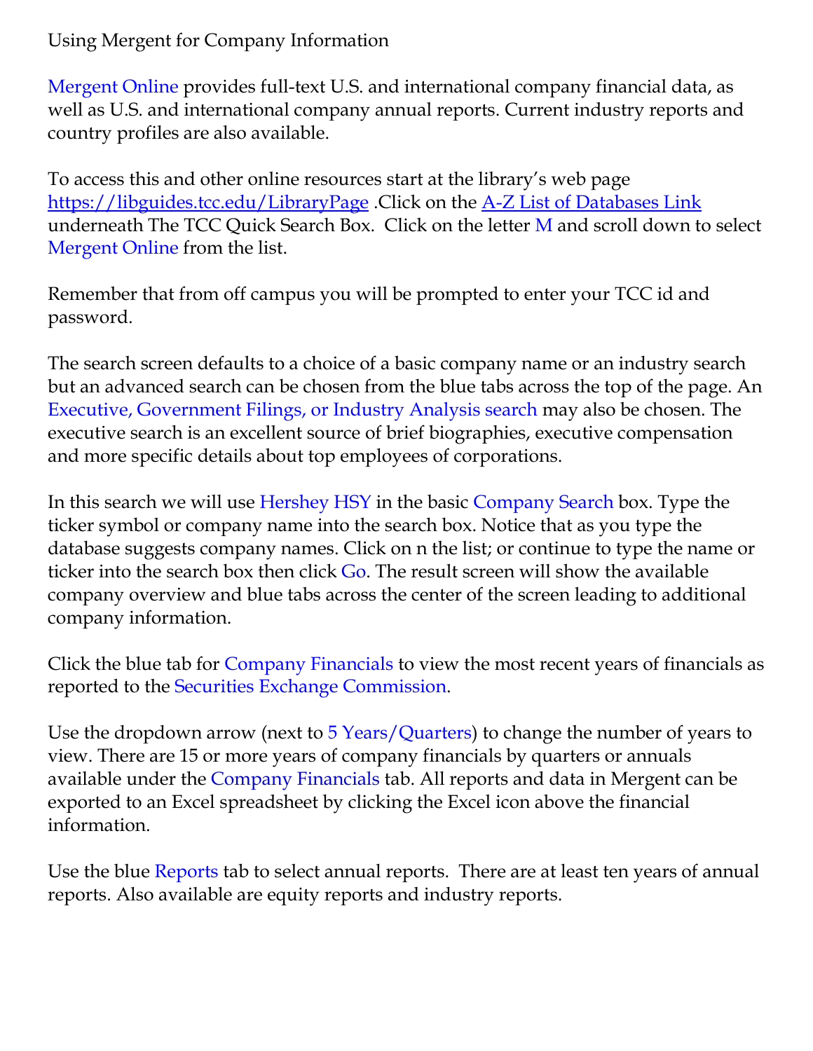# Using Mergent for Company Information

Mergent Online provides full-text U.S. and international company financial data, as well as U.S. and international company annual reports. Current industry reports and country profiles are also available.

To access this and other online resources start at the library's web page [https://libguides.tcc.edu/LibraryPage](https://libguides.tcc.edu/LibraryPage) .Click on the [A-Z List of Databases Link](#) underneath The TCC Quick Search Box. Click on the letter M and scroll down to select Mergent Online from the list.

Remember that from off campus you will be prompted to enter your TCC id and password.

The search screen defaults to a choice of a basic company name or an industry search but an advanced search can be chosen from the blue tabs across the top of the page. An Executive, Government Filings, or Industry Analysis search may also be chosen. The executive search is an excellent source of brief biographies, executive compensation and more specific details about top employees of corporations.

In this search we will use Hershey HSY in the basic Company Search box. Type the ticker symbol or company name into the search box. Notice that as you type the database suggests company names. Click on n the list; or continue to type the name or ticker into the search box then click Go. The result screen will show the available company overview and blue tabs across the center of the screen leading to additional company information.

Click the blue tab for Company Financials to view the most recent years of financials as reported to the Securities Exchange Commission.

Use the dropdown arrow (next to 5 Years/Quarters) to change the number of years to view. There are 15 or more years of company financials by quarters or annuals available under the Company Financials tab. All reports and data in Mergent can be exported to an Excel spreadsheet by clicking the Excel icon above the financial information.

Use the blue Reports tab to select annual reports. There are at least ten years of annual reports. Also available are equity reports and industry reports.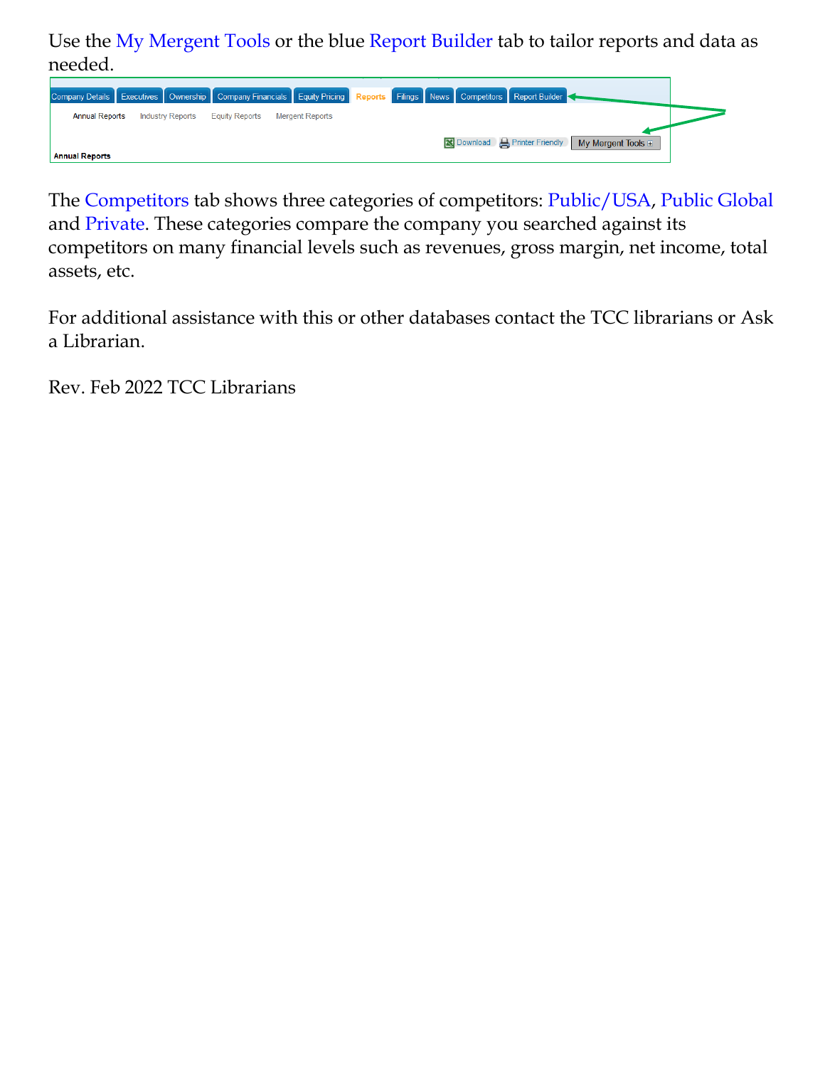Use the My Mergent Tools or the blue Report Builder tab to tailor reports and data as needed.

Company Details Executives Ownership Company Financials Equity Pricing Reports Filings News Competitors Report Builder

Annual Reports Industry Reports Equity Reports Mergent Reports

Download Printer Friendly My Mergent Tools

Annual Reports

The Competitors tab shows three categories of competitors: Public/USA, Public Global and Private. These categories compare the company you searched against its competitors on many financial levels such as revenues, gross margin, net income, total assets, etc.

For additional assistance with this or other databases contact the TCC librarians or Ask a Librarian.

Rev. Feb 2022 TCC Librarians